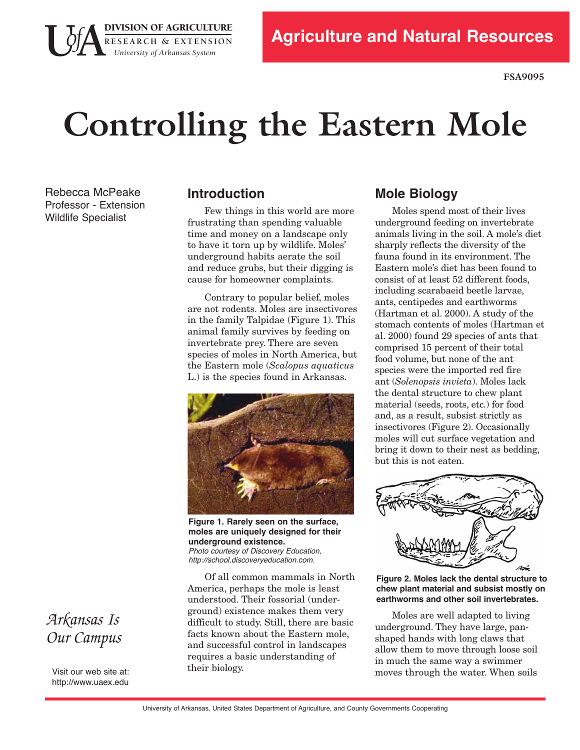DIVISION OF AGRICULTURE
RESEARCH & EXTENSION
*University of Arkansas System*

**Agriculture and Natural Resources**

**FSA9095**

# Controlling the Eastern Mole

Rebecca McPeake
Professor - Extension
Wildlife Specialist

## Introduction

Few things in this world are more frustrating than spending valuable time and money on a landscape only to have it torn up by wildlife. Moles' underground habits aerate the soil and reduce grubs, but their digging is cause for homeowner complaints.

Contrary to popular belief, moles are not rodents. Moles are insectivores in the family Talpidae (Figure 1). This animal family survives by feeding on invertebrate prey. There are seven species of moles in North America, but the Eastern mole (*Scalopus aquaticus* L.) is the species found in Arkansas.

**Figure 1. Rarely seen on the surface, moles are uniquely designed for their underground existence.**
*Photo courtesy of Discovery Education, http://school.discoveryeducation.com.*

Of all common mammals in North America, perhaps the mole is least understood. Their fossorial (underground) existence makes them very difficult to study. Still, there are basic facts known about the Eastern mole, and successful control in landscapes requires a basic understanding of their biology.

## Mole Biology

Moles spend most of their lives underground feeding on invertebrate animals living in the soil. A mole's diet sharply reflects the diversity of the fauna found in its environment. The Eastern mole's diet has been found to consist of at least 52 different foods, including scarabaeid beetle larvae, ants, centipedes and earthworms (Hartman et al. 2000). A study of the stomach contents of moles (Hartman et al. 2000) found 29 species of ants that comprised 15 percent of their total food volume, but none of the ant species were the imported red fire ant (*Solenopsis invieta*). Moles lack the dental structure to chew plant material (seeds, roots, etc.) for food and, as a result, subsist strictly as insectivores (Figure 2). Occasionally moles will cut surface vegetation and bring it down to their nest as bedding, but this is not eaten.

**Figure 2. Moles lack the dental structure to chew plant material and subsist mostly on earthworms and other soil invertebrates.**

Moles are well adapted to living underground. They have large, pan-shaped hands with long claws that allow them to move through loose soil in much the same way a swimmer moves through the water. When soils

*Arkansas Is Our Campus*

Visit our web site at:
http://www.uaex.edu

University of Arkansas, United States Department of Agriculture, and County Governments Cooperating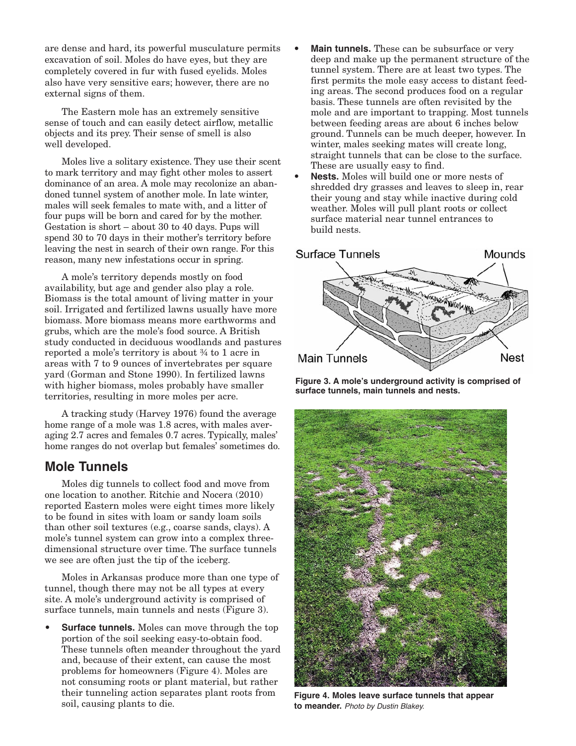are dense and hard, its powerful musculature permits excavation of soil. Moles do have eyes, but they are completely covered in fur with fused eyelids. Moles also have very sensitive ears; however, there are no external signs of them.

The Eastern mole has an extremely sensitive sense of touch and can easily detect airflow, metallic objects and its prey. Their sense of smell is also well developed.

Moles live a solitary existence. They use their scent to mark territory and may fight other moles to assert dominance of an area. A mole may recolonize an abandoned tunnel system of another mole. In late winter, males will seek females to mate with, and a litter of four pups will be born and cared for by the mother. Gestation is short – about 30 to 40 days. Pups will spend 30 to 70 days in their mother's territory before leaving the nest in search of their own range. For this reason, many new infestations occur in spring.

A mole's territory depends mostly on food availability, but age and gender also play a role. Biomass is the total amount of living matter in your soil. Irrigated and fertilized lawns usually have more biomass. More biomass means more earthworms and grubs, which are the mole's food source. A British study conducted in deciduous woodlands and pastures reported a mole's territory is about ¾ to 1 acre in areas with 7 to 9 ounces of invertebrates per square yard (Gorman and Stone 1990). In fertilized lawns with higher biomass, moles probably have smaller territories, resulting in more moles per acre.

A tracking study (Harvey 1976) found the average home range of a mole was 1.8 acres, with males averaging 2.7 acres and females 0.7 acres. Typically, males' home ranges do not overlap but females' sometimes do.

## Mole Tunnels

Moles dig tunnels to collect food and move from one location to another. Ritchie and Nocera (2010) reported Eastern moles were eight times more likely to be found in sites with loam or sandy loam soils than other soil textures (e.g., coarse sands, clays). A mole's tunnel system can grow into a complex three-dimensional structure over time. The surface tunnels we see are often just the tip of the iceberg.

Moles in Arkansas produce more than one type of tunnel, though there may not be all types at every site. A mole's underground activity is comprised of surface tunnels, main tunnels and nests (Figure 3).

- **Surface tunnels.** Moles can move through the top portion of the soil seeking easy-to-obtain food. These tunnels often meander throughout the yard and, because of their extent, can cause the most problems for homeowners (Figure 4). Moles are not consuming roots or plant material, but rather their tunneling action separates plant roots from soil, causing plants to die.
- **Main tunnels.** These can be subsurface or very deep and make up the permanent structure of the tunnel system. There are at least two types. The first permits the mole easy access to distant feeding areas. The second produces food on a regular basis. These tunnels are often revisited by the mole and are important to trapping. Most tunnels between feeding areas are about 6 inches below ground. Tunnels can be much deeper, however. In winter, males seeking mates will create long, straight tunnels that can be close to the surface. These are usually easy to find.
- **Nests.** Moles will build one or more nests of shredded dry grasses and leaves to sleep in, rear their young and stay while inactive during cold weather. Moles will pull plant roots or collect surface material near tunnel entrances to build nests.

**Figure 3. A mole's underground activity is comprised of surface tunnels, main tunnels and nests.**

**Figure 4. Moles leave surface tunnels that appear to meander.** *Photo by Dustin Blakey.*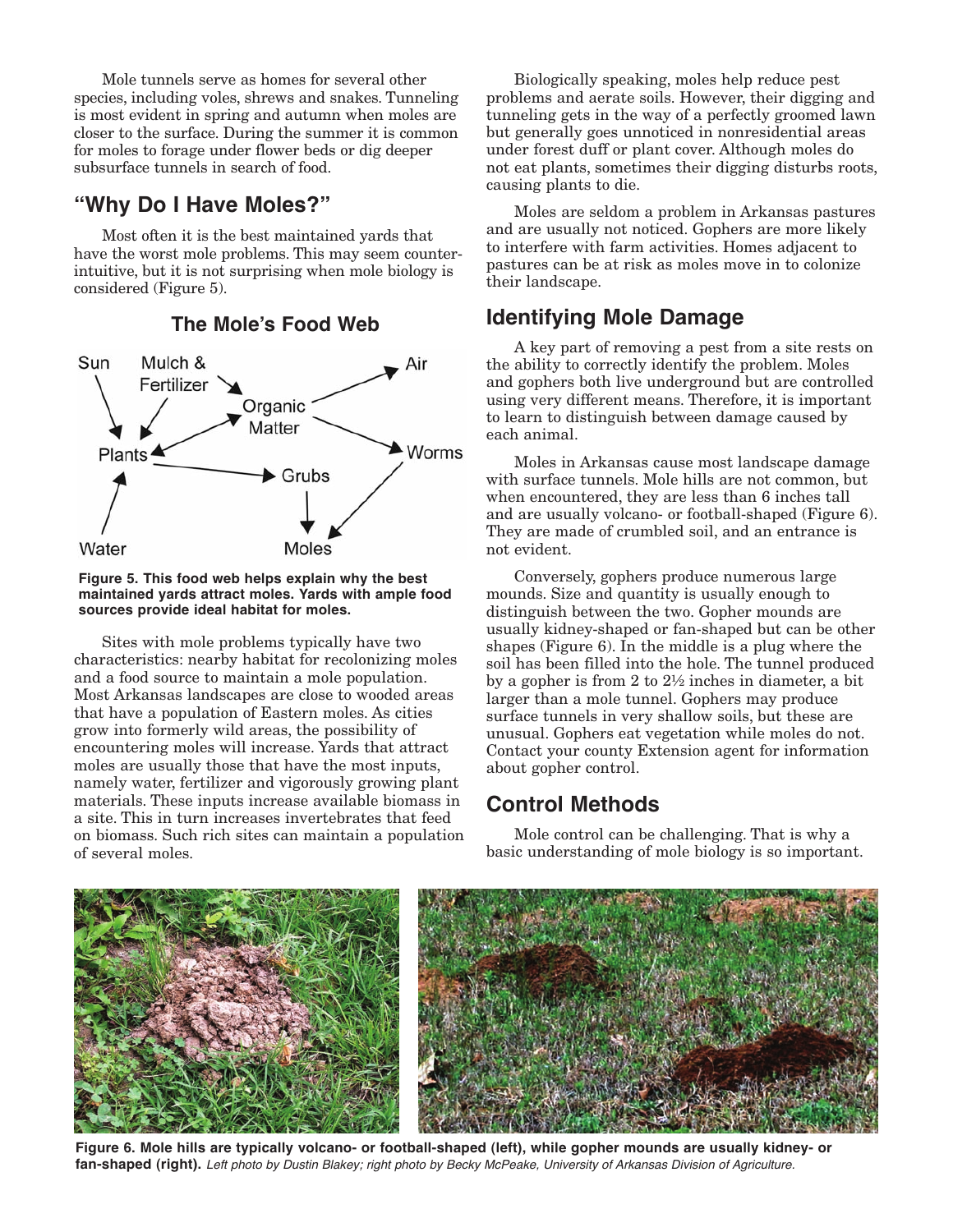Mole tunnels serve as homes for several other species, including voles, shrews and snakes. Tunneling is most evident in spring and autumn when moles are closer to the surface. During the summer it is common for moles to forage under flower beds or dig deeper subsurface tunnels in search of food.

## "Why Do I Have Moles?"

Most often it is the best maintained yards that have the worst mole problems. This may seem counter-intuitive, but it is not surprising when mole biology is considered (Figure 5).

### The Mole's Food Web

Sun, Mulch & Fertilizer, Organic Matter, Air, Plants, Worms, Grubs, Water, Moles

**Figure 5. This food web helps explain why the best maintained yards attract moles. Yards with ample food sources provide ideal habitat for moles.**

Sites with mole problems typically have two characteristics: nearby habitat for recolonizing moles and a food source to maintain a mole population. Most Arkansas landscapes are close to wooded areas that have a population of Eastern moles. As cities grow into formerly wild areas, the possibility of encountering moles will increase. Yards that attract moles are usually those that have the most inputs, namely water, fertilizer and vigorously growing plant materials. These inputs increase available biomass in a site. This in turn increases invertebrates that feed on biomass. Such rich sites can maintain a population of several moles.

Biologically speaking, moles help reduce pest problems and aerate soils. However, their digging and tunneling gets in the way of a perfectly groomed lawn but generally goes unnoticed in nonresidential areas under forest duff or plant cover. Although moles do not eat plants, sometimes their digging disturbs roots, causing plants to die.

Moles are seldom a problem in Arkansas pastures and are usually not noticed. Gophers are more likely to interfere with farm activities. Homes adjacent to pastures can be at risk as moles move in to colonize their landscape.

## Identifying Mole Damage

A key part of removing a pest from a site rests on the ability to correctly identify the problem. Moles and gophers both live underground but are controlled using very different means. Therefore, it is important to learn to distinguish between damage caused by each animal.

Moles in Arkansas cause most landscape damage with surface tunnels. Mole hills are not common, but when encountered, they are less than 6 inches tall and are usually volcano- or football-shaped (Figure 6). They are made of crumbled soil, and an entrance is not evident.

Conversely, gophers produce numerous large mounds. Size and quantity is usually enough to distinguish between the two. Gopher mounds are usually kidney-shaped or fan-shaped but can be other shapes (Figure 6). In the middle is a plug where the soil has been filled into the hole. The tunnel produced by a gopher is from 2 to 2½ inches in diameter, a bit larger than a mole tunnel. Gophers may produce surface tunnels in very shallow soils, but these are unusual. Gophers eat vegetation while moles do not. Contact your county Extension agent for information about gopher control.

## Control Methods

Mole control can be challenging. That is why a basic understanding of mole biology is so important.

**Figure 6. Mole hills are typically volcano- or football-shaped (left), while gopher mounds are usually kidney- or fan-shaped (right).** *Left photo by Dustin Blakey; right photo by Becky McPeake, University of Arkansas Division of Agriculture.*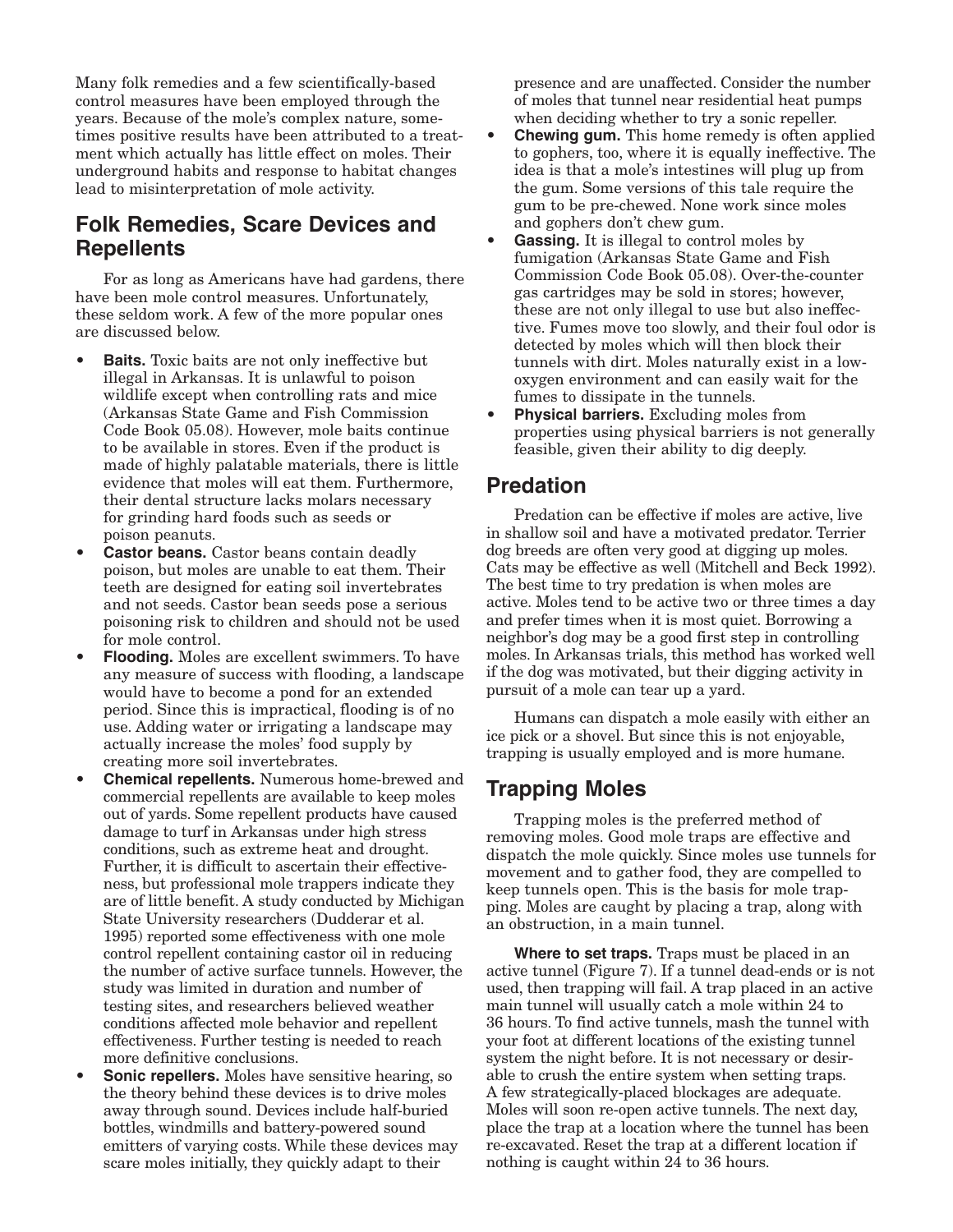Many folk remedies and a few scientifically-based control measures have been employed through the years. Because of the mole's complex nature, sometimes positive results have been attributed to a treatment which actually has little effect on moles. Their underground habits and response to habitat changes lead to misinterpretation of mole activity.

## Folk Remedies, Scare Devices and Repellents

For as long as Americans have had gardens, there have been mole control measures. Unfortunately, these seldom work. A few of the more popular ones are discussed below.

- **Baits.** Toxic baits are not only ineffective but illegal in Arkansas. It is unlawful to poison wildlife except when controlling rats and mice (Arkansas State Game and Fish Commission Code Book 05.08). However, mole baits continue to be available in stores. Even if the product is made of highly palatable materials, there is little evidence that moles will eat them. Furthermore, their dental structure lacks molars necessary for grinding hard foods such as seeds or poison peanuts.
- **Castor beans.** Castor beans contain deadly poison, but moles are unable to eat them. Their teeth are designed for eating soil invertebrates and not seeds. Castor bean seeds pose a serious poisoning risk to children and should not be used for mole control.
- **Flooding.** Moles are excellent swimmers. To have any measure of success with flooding, a landscape would have to become a pond for an extended period. Since this is impractical, flooding is of no use. Adding water or irrigating a landscape may actually increase the moles' food supply by creating more soil invertebrates.
- **Chemical repellents.** Numerous home-brewed and commercial repellents are available to keep moles out of yards. Some repellent products have caused damage to turf in Arkansas under high stress conditions, such as extreme heat and drought. Further, it is difficult to ascertain their effectiveness, but professional mole trappers indicate they are of little benefit. A study conducted by Michigan State University researchers (Dudderar et al. 1995) reported some effectiveness with one mole control repellent containing castor oil in reducing the number of active surface tunnels. However, the study was limited in duration and number of testing sites, and researchers believed weather conditions affected mole behavior and repellent effectiveness. Further testing is needed to reach more definitive conclusions.
- **Sonic repellers.** Moles have sensitive hearing, so the theory behind these devices is to drive moles away through sound. Devices include half-buried bottles, windmills and battery-powered sound emitters of varying costs. While these devices may scare moles initially, they quickly adapt to their presence and are unaffected. Consider the number of moles that tunnel near residential heat pumps when deciding whether to try a sonic repeller.
- **Chewing gum.** This home remedy is often applied to gophers, too, where it is equally ineffective. The idea is that a mole's intestines will plug up from the gum. Some versions of this tale require the gum to be pre-chewed. None work since moles and gophers don't chew gum.
- **Gassing.** It is illegal to control moles by fumigation (Arkansas State Game and Fish Commission Code Book 05.08). Over-the-counter gas cartridges may be sold in stores; however, these are not only illegal to use but also ineffective. Fumes move too slowly, and their foul odor is detected by moles which will then block their tunnels with dirt. Moles naturally exist in a low-oxygen environment and can easily wait for the fumes to dissipate in the tunnels.
- **Physical barriers.** Excluding moles from properties using physical barriers is not generally feasible, given their ability to dig deeply.

## Predation

Predation can be effective if moles are active, live in shallow soil and have a motivated predator. Terrier dog breeds are often very good at digging up moles. Cats may be effective as well (Mitchell and Beck 1992). The best time to try predation is when moles are active. Moles tend to be active two or three times a day and prefer times when it is most quiet. Borrowing a neighbor's dog may be a good first step in controlling moles. In Arkansas trials, this method has worked well if the dog was motivated, but their digging activity in pursuit of a mole can tear up a yard.

Humans can dispatch a mole easily with either an ice pick or a shovel. But since this is not enjoyable, trapping is usually employed and is more humane.

## Trapping Moles

Trapping moles is the preferred method of removing moles. Good mole traps are effective and dispatch the mole quickly. Since moles use tunnels for movement and to gather food, they are compelled to keep tunnels open. This is the basis for mole trapping. Moles are caught by placing a trap, along with an obstruction, in a main tunnel.

**Where to set traps.** Traps must be placed in an active tunnel (Figure 7). If a tunnel dead-ends or is not used, then trapping will fail. A trap placed in an active main tunnel will usually catch a mole within 24 to 36 hours. To find active tunnels, mash the tunnel with your foot at different locations of the existing tunnel system the night before. It is not necessary or desirable to crush the entire system when setting traps. A few strategically-placed blockages are adequate. Moles will soon re-open active tunnels. The next day, place the trap at a location where the tunnel has been re-excavated. Reset the trap at a different location if nothing is caught within 24 to 36 hours.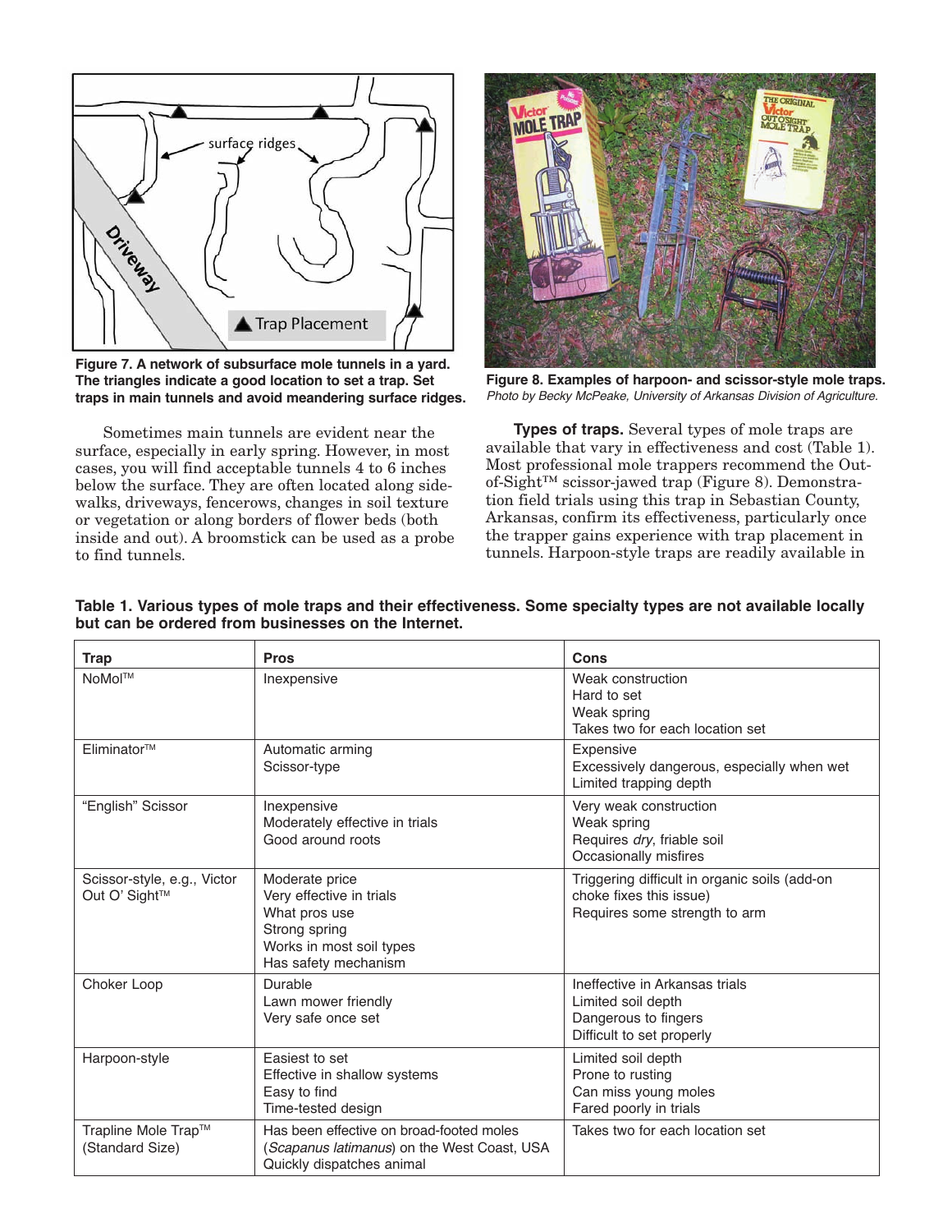Figure 7. A network of subsurface mole tunnels in a yard. The triangles indicate a good location to set a trap. Set traps in main tunnels and avoid meandering surface ridges.

Figure 8. Examples of harpoon- and scissor-style mole traps. *Photo by Becky McPeake, University of Arkansas Division of Agriculture.*

Sometimes main tunnels are evident near the surface, especially in early spring. However, in most cases, you will find acceptable tunnels 4 to 6 inches below the surface. They are often located along sidewalks, driveways, fencerows, changes in soil texture or vegetation or along borders of flower beds (both inside and out). A broomstick can be used as a probe to find tunnels.

**Types of traps.** Several types of mole traps are available that vary in effectiveness and cost (Table 1). Most professional mole trappers recommend the Out-of-Sight™ scissor-jawed trap (Figure 8). Demonstration field trials using this trap in Sebastian County, Arkansas, confirm its effectiveness, particularly once the trapper gains experience with trap placement in tunnels. Harpoon-style traps are readily available in

**Table 1. Various types of mole traps and their effectiveness. Some specialty types are not available locally but can be ordered from businesses on the Internet.**

| Trap | Pros | Cons |
|---|---|---|
| NoMol™ | Inexpensive | Weak construction<br>Hard to set<br>Weak spring<br>Takes two for each location set |
| Eliminator™ | Automatic arming<br>Scissor-type | Expensive<br>Excessively dangerous, especially when wet<br>Limited trapping depth |
| "English" Scissor | Inexpensive<br>Moderately effective in trials<br>Good around roots | Very weak construction<br>Weak spring<br>Requires *dry*, friable soil<br>Occasionally misfires |
| Scissor-style, e.g., Victor Out O' Sight™ | Moderate price<br>Very effective in trials<br>What pros use<br>Strong spring<br>Works in most soil types<br>Has safety mechanism | Triggering difficult in organic soils (add-on choke fixes this issue)<br>Requires some strength to arm |
| Choker Loop | Durable<br>Lawn mower friendly<br>Very safe once set | Ineffective in Arkansas trials<br>Limited soil depth<br>Dangerous to fingers<br>Difficult to set properly |
| Harpoon-style | Easiest to set<br>Effective in shallow systems<br>Easy to find<br>Time-tested design | Limited soil depth<br>Prone to rusting<br>Can miss young moles<br>Fared poorly in trials |
| Trapline Mole Trap™ (Standard Size) | Has been effective on broad-footed moles (*Scapanus latimanus*) on the West Coast, USA<br>Quickly dispatches animal | Takes two for each location set |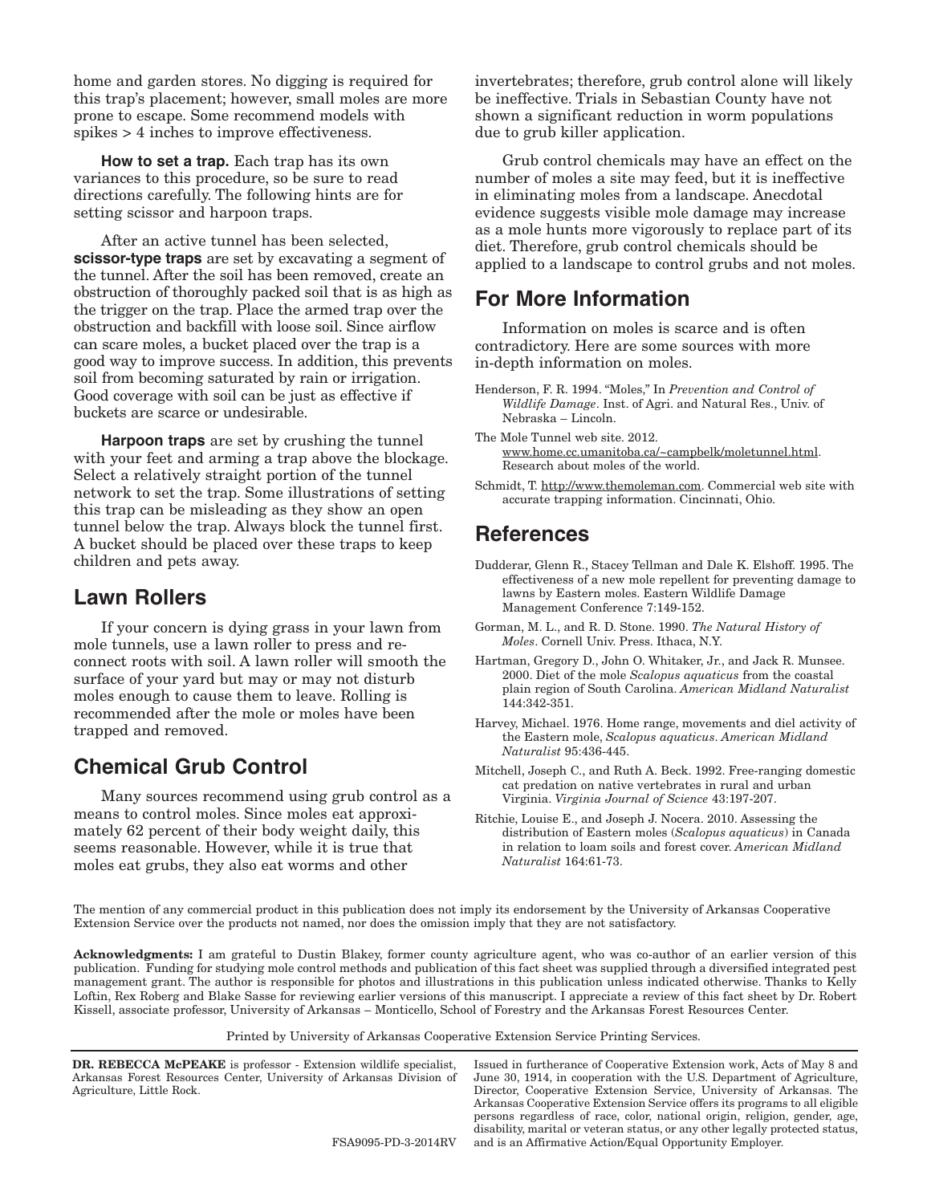home and garden stores. No digging is required for this trap's placement; however, small moles are more prone to escape. Some recommend models with spikes > 4 inches to improve effectiveness.

**How to set a trap.** Each trap has its own variances to this procedure, so be sure to read directions carefully. The following hints are for setting scissor and harpoon traps.

After an active tunnel has been selected, **scissor-type traps** are set by excavating a segment of the tunnel. After the soil has been removed, create an obstruction of thoroughly packed soil that is as high as the trigger on the trap. Place the armed trap over the obstruction and backfill with loose soil. Since airflow can scare moles, a bucket placed over the trap is a good way to improve success. In addition, this prevents soil from becoming saturated by rain or irrigation. Good coverage with soil can be just as effective if buckets are scarce or undesirable.

**Harpoon traps** are set by crushing the tunnel with your feet and arming a trap above the blockage. Select a relatively straight portion of the tunnel network to set the trap. Some illustrations of setting this trap can be misleading as they show an open tunnel below the trap. Always block the tunnel first. A bucket should be placed over these traps to keep children and pets away.

## Lawn Rollers

If your concern is dying grass in your lawn from mole tunnels, use a lawn roller to press and reconnect roots with soil. A lawn roller will smooth the surface of your yard but may or may not disturb moles enough to cause them to leave. Rolling is recommended after the mole or moles have been trapped and removed.

## Chemical Grub Control

Many sources recommend using grub control as a means to control moles. Since moles eat approximately 62 percent of their body weight daily, this seems reasonable. However, while it is true that moles eat grubs, they also eat worms and other invertebrates; therefore, grub control alone will likely be ineffective. Trials in Sebastian County have not shown a significant reduction in worm populations due to grub killer application.

Grub control chemicals may have an effect on the number of moles a site may feed, but it is ineffective in eliminating moles from a landscape. Anecdotal evidence suggests visible mole damage may increase as a mole hunts more vigorously to replace part of its diet. Therefore, grub control chemicals should be applied to a landscape to control grubs and not moles.

## For More Information

Information on moles is scarce and is often contradictory. Here are some sources with more in-depth information on moles.

Henderson, F. R. 1994. "Moles," In *Prevention and Control of Wildlife Damage*. Inst. of Agri. and Natural Res., Univ. of Nebraska – Lincoln.

The Mole Tunnel web site. 2012. www.home.cc.umanitoba.ca/~campbelk/moletunnel.html. Research about moles of the world.

Schmidt, T. http://www.themoleman.com. Commercial web site with accurate trapping information. Cincinnati, Ohio.

## References

Dudderar, Glenn R., Stacey Tellman and Dale K. Elshoff. 1995. The effectiveness of a new mole repellent for preventing damage to lawns by Eastern moles. Eastern Wildlife Damage Management Conference 7:149-152.

Gorman, M. L., and R. D. Stone. 1990. *The Natural History of Moles*. Cornell Univ. Press. Ithaca, N.Y.

Hartman, Gregory D., John O. Whitaker, Jr., and Jack R. Munsee. 2000. Diet of the mole *Scalopus aquaticus* from the coastal plain region of South Carolina. *American Midland Naturalist* 144:342-351.

Harvey, Michael. 1976. Home range, movements and diel activity of the Eastern mole, *Scalopus aquaticus*. *American Midland Naturalist* 95:436-445.

Mitchell, Joseph C., and Ruth A. Beck. 1992. Free-ranging domestic cat predation on native vertebrates in rural and urban Virginia. *Virginia Journal of Science* 43:197-207.

Ritchie, Louise E., and Joseph J. Nocera. 2010. Assessing the distribution of Eastern moles (*Scalopus aquaticus*) in Canada in relation to loam soils and forest cover. *American Midland Naturalist* 164:61-73.

The mention of any commercial product in this publication does not imply its endorsement by the University of Arkansas Cooperative Extension Service over the products not named, nor does the omission imply that they are not satisfactory.

**Acknowledgments:** I am grateful to Dustin Blakey, former county agriculture agent, who was co-author of an earlier version of this publication. Funding for studying mole control methods and publication of this fact sheet was supplied through a diversified integrated pest management grant. The author is responsible for photos and illustrations in this publication unless indicated otherwise. Thanks to Kelly Loftin, Rex Roberg and Blake Sasse for reviewing earlier versions of this manuscript. I appreciate a review of this fact sheet by Dr. Robert Kissell, associate professor, University of Arkansas – Monticello, School of Forestry and the Arkansas Forest Resources Center.

Printed by University of Arkansas Cooperative Extension Service Printing Services.

**DR. REBECCA McPEAKE** is professor - Extension wildlife specialist, Arkansas Forest Resources Center, University of Arkansas Division of Agriculture, Little Rock.

FSA9095-PD-3-2014RV

Issued in furtherance of Cooperative Extension work, Acts of May 8 and June 30, 1914, in cooperation with the U.S. Department of Agriculture, Director, Cooperative Extension Service, University of Arkansas. The Arkansas Cooperative Extension Service offers its programs to all eligible persons regardless of race, color, national origin, religion, gender, age, disability, marital or veteran status, or any other legally protected status, and is an Affirmative Action/Equal Opportunity Employer.